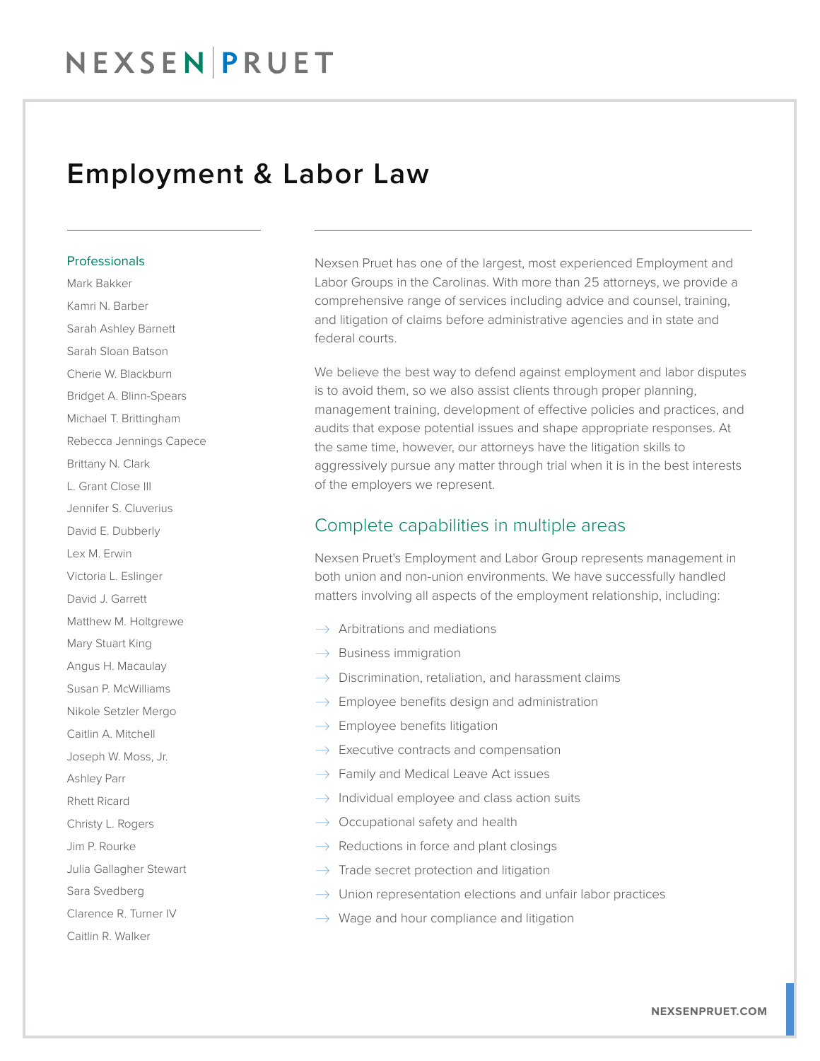NEXSEN PRUET

# Employment & Labor Law

### Professionals

Mark Bakker
Kamri N. Barber
Sarah Ashley Barnett
Sarah Sloan Batson
Cherie W. Blackburn
Bridget A. Blinn-Spears
Michael T. Brittingham
Rebecca Jennings Capece
Brittany N. Clark
L. Grant Close III
Jennifer S. Cluverius
David E. Dubberly
Lex M. Erwin
Victoria L. Eslinger
David J. Garrett
Matthew M. Holtgrewe
Mary Stuart King
Angus H. Macaulay
Susan P. McWilliams
Nikole Setzler Mergo
Caitlin A. Mitchell
Joseph W. Moss, Jr.
Ashley Parr
Rhett Ricard
Christy L. Rogers
Jim P. Rourke
Julia Gallagher Stewart
Sara Svedberg
Clarence R. Turner IV
Caitlin R. Walker

Nexsen Pruet has one of the largest, most experienced Employment and Labor Groups in the Carolinas. With more than 25 attorneys, we provide a comprehensive range of services including advice and counsel, training, and litigation of claims before administrative agencies and in state and federal courts.

We believe the best way to defend against employment and labor disputes is to avoid them, so we also assist clients through proper planning, management training, development of effective policies and practices, and audits that expose potential issues and shape appropriate responses. At the same time, however, our attorneys have the litigation skills to aggressively pursue any matter through trial when it is in the best interests of the employers we represent.

## Complete capabilities in multiple areas

Nexsen Pruet's Employment and Labor Group represents management in both union and non-union environments. We have successfully handled matters involving all aspects of the employment relationship, including:

- Arbitrations and mediations
- Business immigration
- Discrimination, retaliation, and harassment claims
- Employee benefits design and administration
- Employee benefits litigation
- Executive contracts and compensation
- Family and Medical Leave Act issues
- Individual employee and class action suits
- Occupational safety and health
- Reductions in force and plant closings
- Trade secret protection and litigation
- Union representation elections and unfair labor practices
- Wage and hour compliance and litigation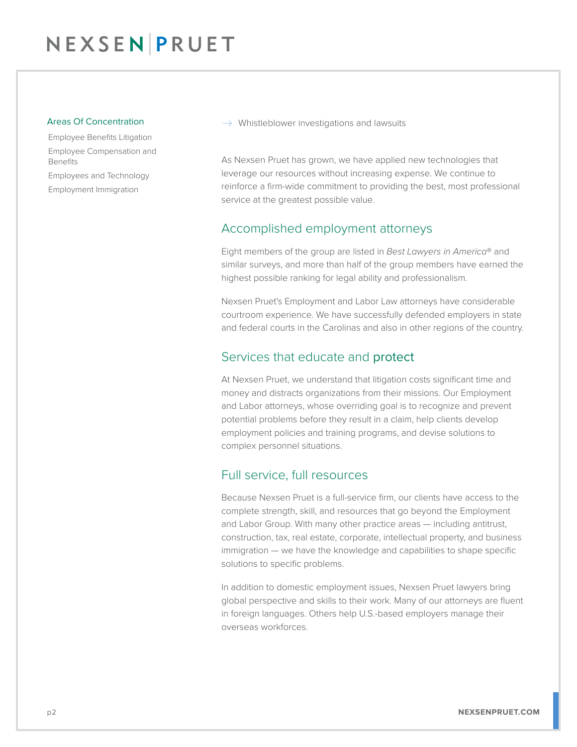### Areas Of Concentration

- Employee Benefits Litigation
- Employee Compensation and Benefits
- Employees and Technology
- Employment Immigration

→ Whistleblower investigations and lawsuits

As Nexsen Pruet has grown, we have applied new technologies that leverage our resources without increasing expense. We continue to reinforce a firm-wide commitment to providing the best, most professional service at the greatest possible value.

## Accomplished employment attorneys

Eight members of the group are listed in *Best Lawyers in America*® and similar surveys, and more than half of the group members have earned the highest possible ranking for legal ability and professionalism.

Nexsen Pruet's Employment and Labor Law attorneys have considerable courtroom experience. We have successfully defended employers in state and federal courts in the Carolinas and also in other regions of the country.

## Services that educate and protect

At Nexsen Pruet, we understand that litigation costs significant time and money and distracts organizations from their missions. Our Employment and Labor attorneys, whose overriding goal is to recognize and prevent potential problems before they result in a claim, help clients develop employment policies and training programs, and devise solutions to complex personnel situations.

## Full service, full resources

Because Nexsen Pruet is a full-service firm, our clients have access to the complete strength, skill, and resources that go beyond the Employment and Labor Group. With many other practice areas — including antitrust, construction, tax, real estate, corporate, intellectual property, and business immigration — we have the knowledge and capabilities to shape specific solutions to specific problems.

In addition to domestic employment issues, Nexsen Pruet lawyers bring global perspective and skills to their work. Many of our attorneys are fluent in foreign languages. Others help U.S.-based employers manage their overseas workforces.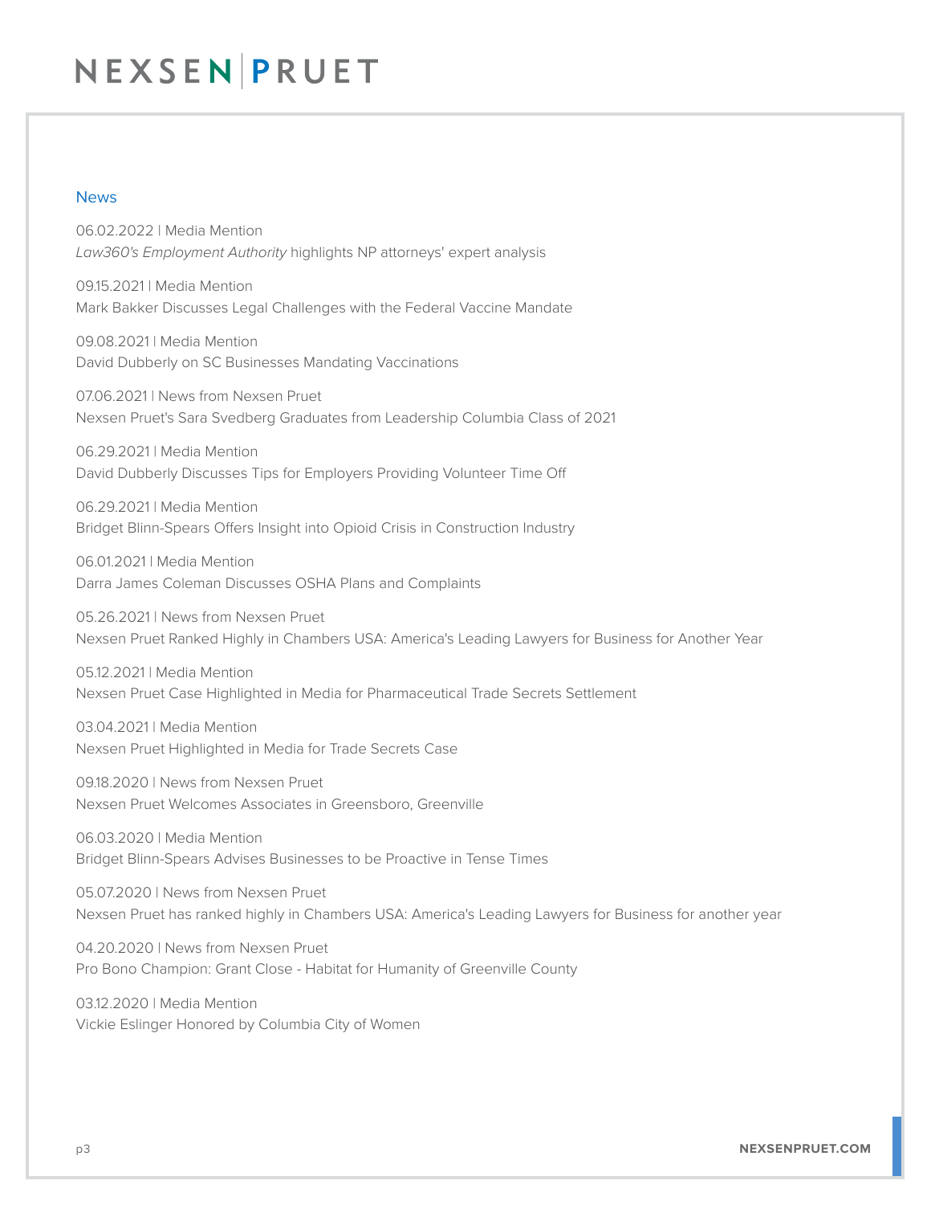## News

06.02.2022 | Media Mention
*Law360's Employment Authority* highlights NP attorneys' expert analysis

09.15.2021 | Media Mention
Mark Bakker Discusses Legal Challenges with the Federal Vaccine Mandate

09.08.2021 | Media Mention
David Dubberly on SC Businesses Mandating Vaccinations

07.06.2021 | News from Nexsen Pruet
Nexsen Pruet's Sara Svedberg Graduates from Leadership Columbia Class of 2021

06.29.2021 | Media Mention
David Dubberly Discusses Tips for Employers Providing Volunteer Time Off

06.29.2021 | Media Mention
Bridget Blinn-Spears Offers Insight into Opioid Crisis in Construction Industry

06.01.2021 | Media Mention
Darra James Coleman Discusses OSHA Plans and Complaints

05.26.2021 | News from Nexsen Pruet
Nexsen Pruet Ranked Highly in Chambers USA: America's Leading Lawyers for Business for Another Year

05.12.2021 | Media Mention
Nexsen Pruet Case Highlighted in Media for Pharmaceutical Trade Secrets Settlement

03.04.2021 | Media Mention
Nexsen Pruet Highlighted in Media for Trade Secrets Case

09.18.2020 | News from Nexsen Pruet
Nexsen Pruet Welcomes Associates in Greensboro, Greenville

06.03.2020 | Media Mention
Bridget Blinn-Spears Advises Businesses to be Proactive in Tense Times

05.07.2020 | News from Nexsen Pruet
Nexsen Pruet has ranked highly in Chambers USA: America's Leading Lawyers for Business for another year

04.20.2020 | News from Nexsen Pruet
Pro Bono Champion: Grant Close - Habitat for Humanity of Greenville County

03.12.2020 | Media Mention
Vickie Eslinger Honored by Columbia City of Women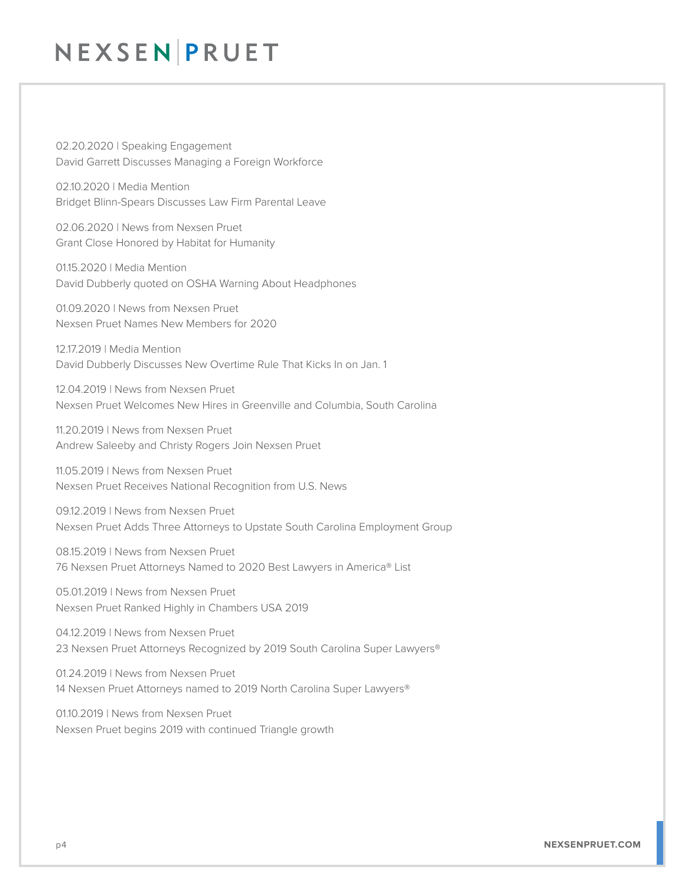02.20.2020 | Speaking Engagement
David Garrett Discusses Managing a Foreign Workforce

02.10.2020 | Media Mention
Bridget Blinn-Spears Discusses Law Firm Parental Leave

02.06.2020 | News from Nexsen Pruet
Grant Close Honored by Habitat for Humanity

01.15.2020 | Media Mention
David Dubberly quoted on OSHA Warning About Headphones

01.09.2020 | News from Nexsen Pruet
Nexsen Pruet Names New Members for 2020

12.17.2019 | Media Mention
David Dubberly Discusses New Overtime Rule That Kicks In on Jan. 1

12.04.2019 | News from Nexsen Pruet
Nexsen Pruet Welcomes New Hires in Greenville and Columbia, South Carolina

11.20.2019 | News from Nexsen Pruet
Andrew Saleeby and Christy Rogers Join Nexsen Pruet

11.05.2019 | News from Nexsen Pruet
Nexsen Pruet Receives National Recognition from U.S. News

09.12.2019 | News from Nexsen Pruet
Nexsen Pruet Adds Three Attorneys to Upstate South Carolina Employment Group

08.15.2019 | News from Nexsen Pruet
76 Nexsen Pruet Attorneys Named to 2020 Best Lawyers in America® List

05.01.2019 | News from Nexsen Pruet
Nexsen Pruet Ranked Highly in Chambers USA 2019

04.12.2019 | News from Nexsen Pruet
23 Nexsen Pruet Attorneys Recognized by 2019 South Carolina Super Lawyers®

01.24.2019 | News from Nexsen Pruet
14 Nexsen Pruet Attorneys named to 2019 North Carolina Super Lawyers®

01.10.2019 | News from Nexsen Pruet
Nexsen Pruet begins 2019 with continued Triangle growth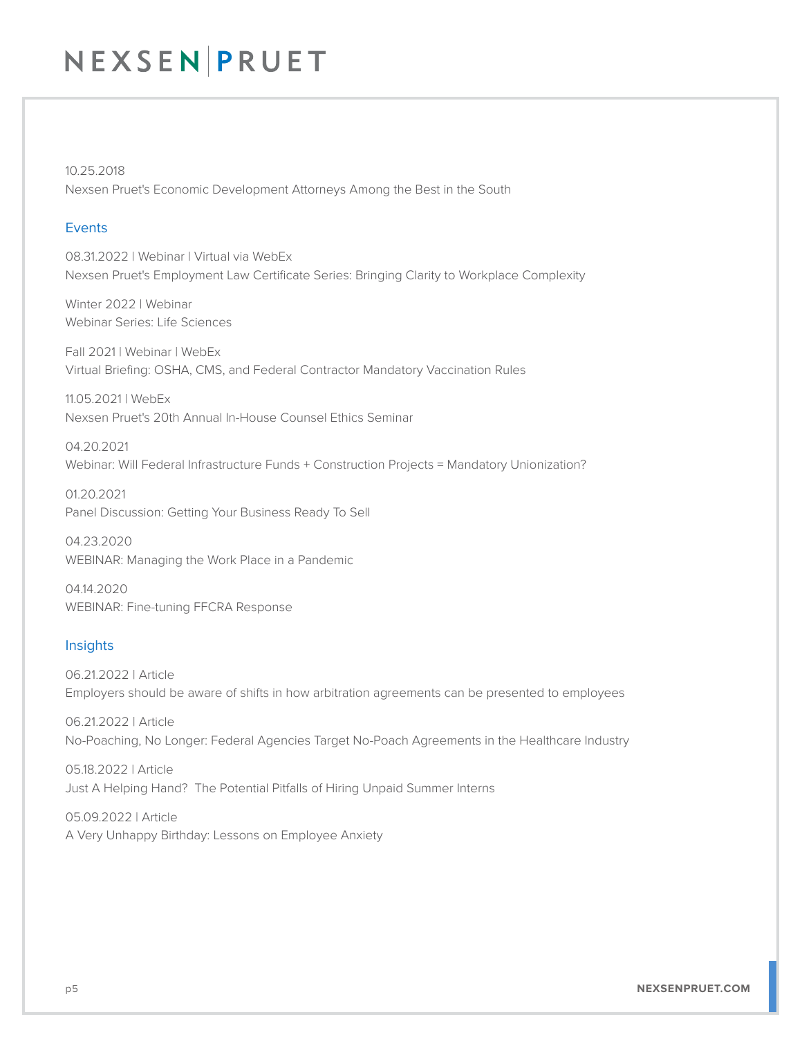10.25.2018
Nexsen Pruet's Economic Development Attorneys Among the Best in the South

## Events

08.31.2022 | Webinar | Virtual via WebEx
Nexsen Pruet's Employment Law Certificate Series: Bringing Clarity to Workplace Complexity

Winter 2022 | Webinar
Webinar Series: Life Sciences

Fall 2021 | Webinar | WebEx
Virtual Briefing: OSHA, CMS, and Federal Contractor Mandatory Vaccination Rules

11.05.2021 | WebEx
Nexsen Pruet's 20th Annual In-House Counsel Ethics Seminar

04.20.2021
Webinar: Will Federal Infrastructure Funds + Construction Projects = Mandatory Unionization?

01.20.2021
Panel Discussion: Getting Your Business Ready To Sell

04.23.2020
WEBINAR: Managing the Work Place in a Pandemic

04.14.2020
WEBINAR: Fine-tuning FFCRA Response

## Insights

06.21.2022 | Article
Employers should be aware of shifts in how arbitration agreements can be presented to employees

06.21.2022 | Article
No-Poaching, No Longer: Federal Agencies Target No-Poach Agreements in the Healthcare Industry

05.18.2022 | Article
Just A Helping Hand? The Potential Pitfalls of Hiring Unpaid Summer Interns

05.09.2022 | Article
A Very Unhappy Birthday: Lessons on Employee Anxiety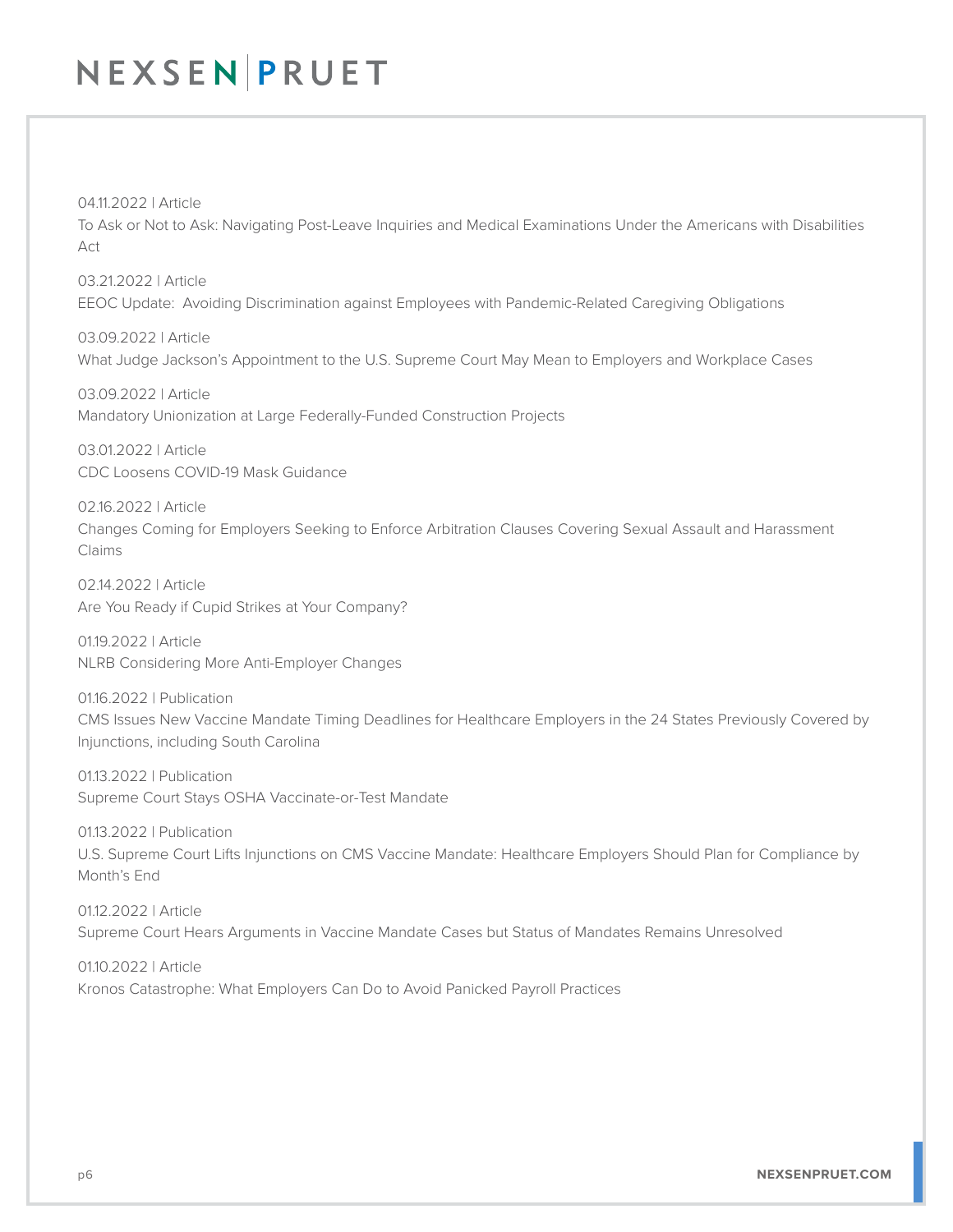04.11.2022 | Article
To Ask or Not to Ask: Navigating Post-Leave Inquiries and Medical Examinations Under the Americans with Disabilities Act

03.21.2022 | Article
EEOC Update: Avoiding Discrimination against Employees with Pandemic-Related Caregiving Obligations

03.09.2022 | Article
What Judge Jackson's Appointment to the U.S. Supreme Court May Mean to Employers and Workplace Cases

03.09.2022 | Article
Mandatory Unionization at Large Federally-Funded Construction Projects

03.01.2022 | Article
CDC Loosens COVID-19 Mask Guidance

02.16.2022 | Article
Changes Coming for Employers Seeking to Enforce Arbitration Clauses Covering Sexual Assault and Harassment Claims

02.14.2022 | Article
Are You Ready if Cupid Strikes at Your Company?

01.19.2022 | Article
NLRB Considering More Anti-Employer Changes

01.16.2022 | Publication
CMS Issues New Vaccine Mandate Timing Deadlines for Healthcare Employers in the 24 States Previously Covered by Injunctions, including South Carolina

01.13.2022 | Publication
Supreme Court Stays OSHA Vaccinate-or-Test Mandate

01.13.2022 | Publication
U.S. Supreme Court Lifts Injunctions on CMS Vaccine Mandate: Healthcare Employers Should Plan for Compliance by Month's End

01.12.2022 | Article
Supreme Court Hears Arguments in Vaccine Mandate Cases but Status of Mandates Remains Unresolved

01.10.2022 | Article
Kronos Catastrophe: What Employers Can Do to Avoid Panicked Payroll Practices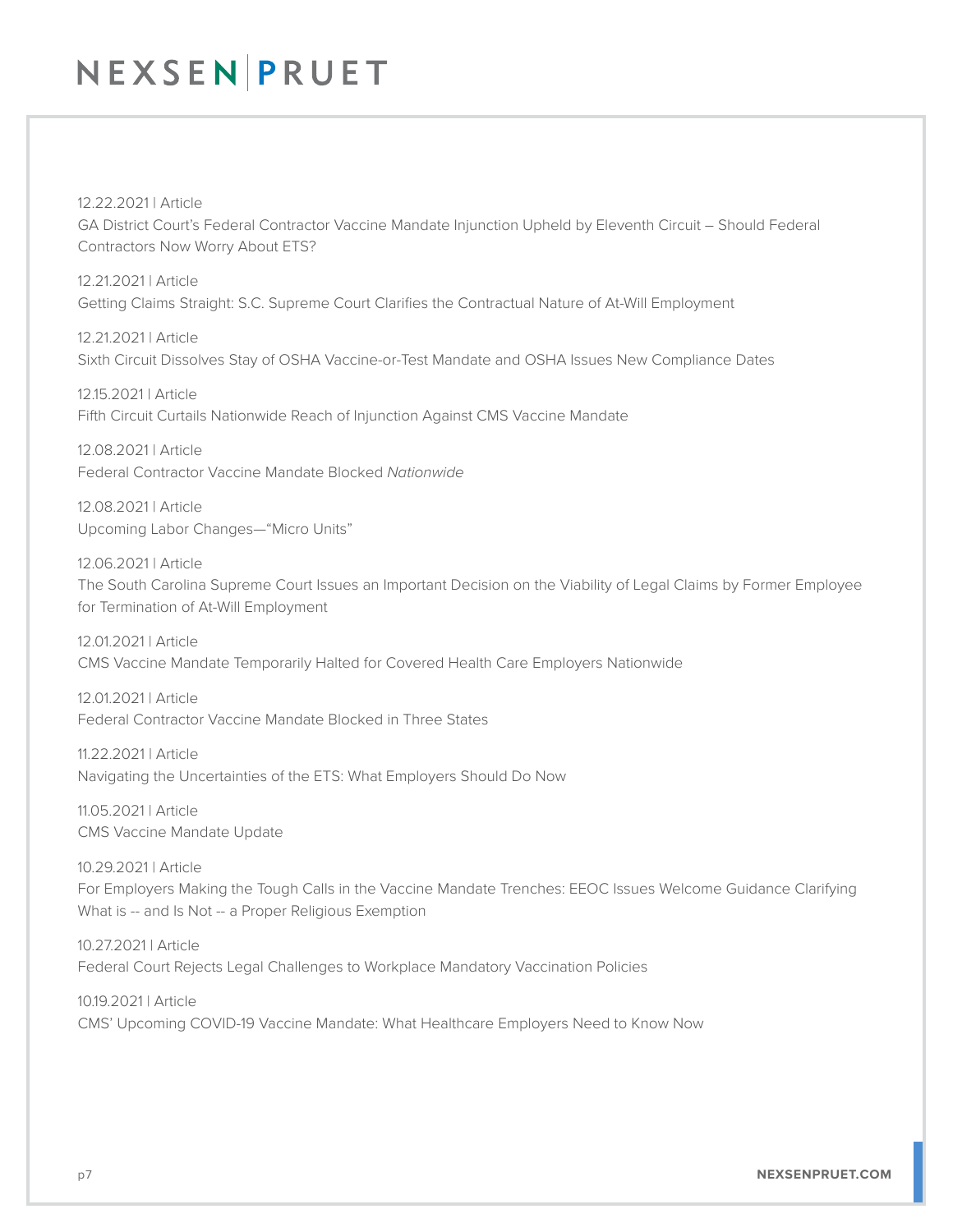12.22.2021 | Article
GA District Court's Federal Contractor Vaccine Mandate Injunction Upheld by Eleventh Circuit – Should Federal Contractors Now Worry About ETS?

12.21.2021 | Article
Getting Claims Straight: S.C. Supreme Court Clarifies the Contractual Nature of At-Will Employment

12.21.2021 | Article
Sixth Circuit Dissolves Stay of OSHA Vaccine-or-Test Mandate and OSHA Issues New Compliance Dates

12.15.2021 | Article
Fifth Circuit Curtails Nationwide Reach of Injunction Against CMS Vaccine Mandate

12.08.2021 | Article
Federal Contractor Vaccine Mandate Blocked *Nationwide*

12.08.2021 | Article
Upcoming Labor Changes—"Micro Units"

12.06.2021 | Article
The South Carolina Supreme Court Issues an Important Decision on the Viability of Legal Claims by Former Employee for Termination of At-Will Employment

12.01.2021 | Article
CMS Vaccine Mandate Temporarily Halted for Covered Health Care Employers Nationwide

12.01.2021 | Article
Federal Contractor Vaccine Mandate Blocked in Three States

11.22.2021 | Article
Navigating the Uncertainties of the ETS: What Employers Should Do Now

11.05.2021 | Article
CMS Vaccine Mandate Update

10.29.2021 | Article
For Employers Making the Tough Calls in the Vaccine Mandate Trenches: EEOC Issues Welcome Guidance Clarifying What is -- and Is Not -- a Proper Religious Exemption

10.27.2021 | Article
Federal Court Rejects Legal Challenges to Workplace Mandatory Vaccination Policies

10.19.2021 | Article
CMS' Upcoming COVID-19 Vaccine Mandate: What Healthcare Employers Need to Know Now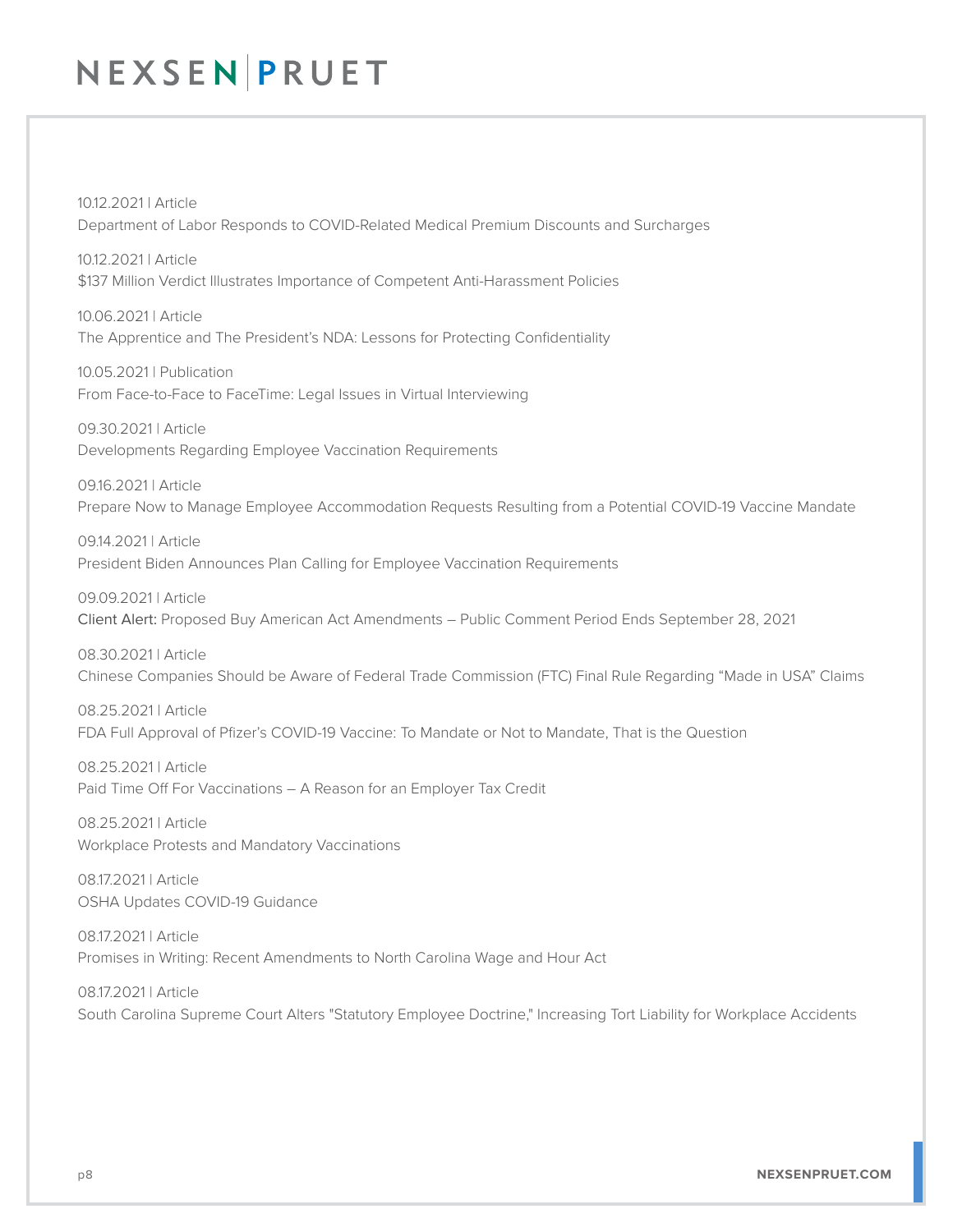10.12.2021 | Article
Department of Labor Responds to COVID-Related Medical Premium Discounts and Surcharges

10.12.2021 | Article
$137 Million Verdict Illustrates Importance of Competent Anti-Harassment Policies

10.06.2021 | Article
The Apprentice and The President's NDA: Lessons for Protecting Confidentiality

10.05.2021 | Publication
From Face-to-Face to FaceTime: Legal Issues in Virtual Interviewing

09.30.2021 | Article
Developments Regarding Employee Vaccination Requirements

09.16.2021 | Article
Prepare Now to Manage Employee Accommodation Requests Resulting from a Potential COVID-19 Vaccine Mandate

09.14.2021 | Article
President Biden Announces Plan Calling for Employee Vaccination Requirements

09.09.2021 | Article
Client Alert: Proposed Buy American Act Amendments – Public Comment Period Ends September 28, 2021

08.30.2021 | Article
Chinese Companies Should be Aware of Federal Trade Commission (FTC) Final Rule Regarding "Made in USA" Claims

08.25.2021 | Article
FDA Full Approval of Pfizer's COVID-19 Vaccine: To Mandate or Not to Mandate, That is the Question

08.25.2021 | Article
Paid Time Off For Vaccinations – A Reason for an Employer Tax Credit

08.25.2021 | Article
Workplace Protests and Mandatory Vaccinations

08.17.2021 | Article
OSHA Updates COVID-19 Guidance

08.17.2021 | Article
Promises in Writing: Recent Amendments to North Carolina Wage and Hour Act

08.17.2021 | Article
South Carolina Supreme Court Alters "Statutory Employee Doctrine," Increasing Tort Liability for Workplace Accidents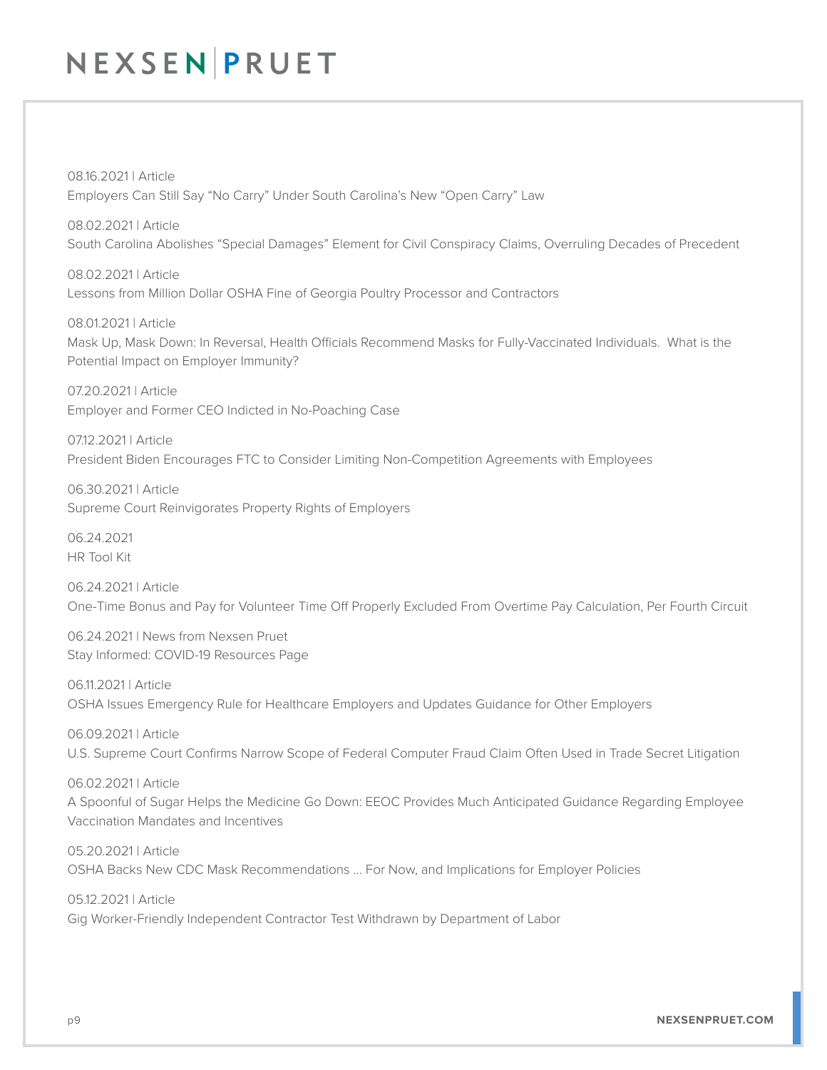08.16.2021 | Article
Employers Can Still Say "No Carry" Under South Carolina's New "Open Carry" Law

08.02.2021 | Article
South Carolina Abolishes "Special Damages" Element for Civil Conspiracy Claims, Overruling Decades of Precedent

08.02.2021 | Article
Lessons from Million Dollar OSHA Fine of Georgia Poultry Processor and Contractors

08.01.2021 | Article
Mask Up, Mask Down: In Reversal, Health Officials Recommend Masks for Fully-Vaccinated Individuals. What is the Potential Impact on Employer Immunity?

07.20.2021 | Article
Employer and Former CEO Indicted in No-Poaching Case

07.12.2021 | Article
President Biden Encourages FTC to Consider Limiting Non-Competition Agreements with Employees

06.30.2021 | Article
Supreme Court Reinvigorates Property Rights of Employers

06.24.2021
HR Tool Kit

06.24.2021 | Article
One-Time Bonus and Pay for Volunteer Time Off Properly Excluded From Overtime Pay Calculation, Per Fourth Circuit

06.24.2021 | News from Nexsen Pruet
Stay Informed: COVID-19 Resources Page

06.11.2021 | Article
OSHA Issues Emergency Rule for Healthcare Employers and Updates Guidance for Other Employers

06.09.2021 | Article
U.S. Supreme Court Confirms Narrow Scope of Federal Computer Fraud Claim Often Used in Trade Secret Litigation

06.02.2021 | Article
A Spoonful of Sugar Helps the Medicine Go Down: EEOC Provides Much Anticipated Guidance Regarding Employee Vaccination Mandates and Incentives

05.20.2021 | Article
OSHA Backs New CDC Mask Recommendations ... For Now, and Implications for Employer Policies

05.12.2021 | Article
Gig Worker-Friendly Independent Contractor Test Withdrawn by Department of Labor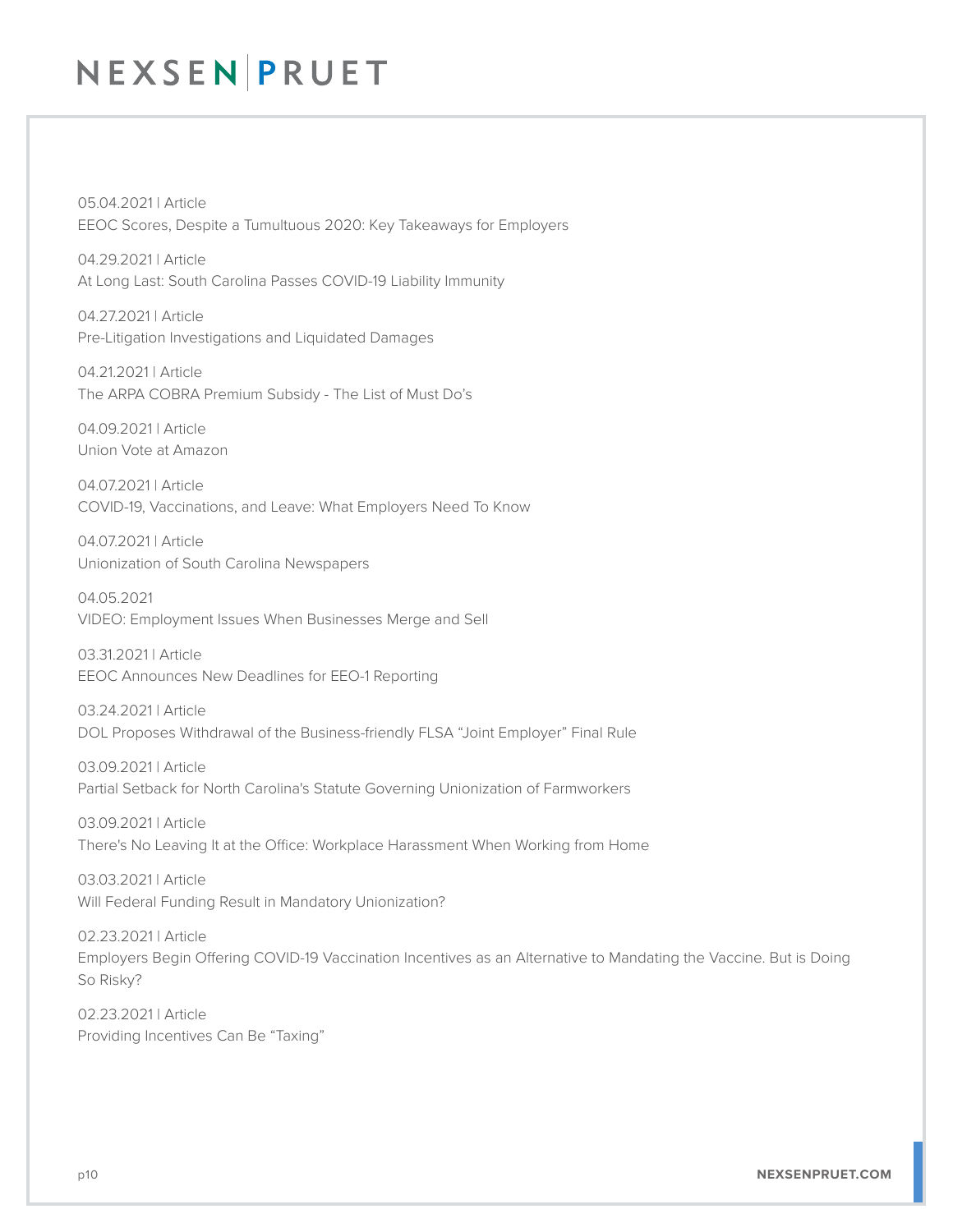05.04.2021 | Article
EEOC Scores, Despite a Tumultuous 2020: Key Takeaways for Employers

04.29.2021 | Article
At Long Last: South Carolina Passes COVID-19 Liability Immunity

04.27.2021 | Article
Pre-Litigation Investigations and Liquidated Damages

04.21.2021 | Article
The ARPA COBRA Premium Subsidy - The List of Must Do's

04.09.2021 | Article
Union Vote at Amazon

04.07.2021 | Article
COVID-19, Vaccinations, and Leave: What Employers Need To Know

04.07.2021 | Article
Unionization of South Carolina Newspapers

04.05.2021
VIDEO: Employment Issues When Businesses Merge and Sell

03.31.2021 | Article
EEOC Announces New Deadlines for EEO-1 Reporting

03.24.2021 | Article
DOL Proposes Withdrawal of the Business-friendly FLSA "Joint Employer" Final Rule

03.09.2021 | Article
Partial Setback for North Carolina's Statute Governing Unionization of Farmworkers

03.09.2021 | Article
There's No Leaving It at the Office: Workplace Harassment When Working from Home

03.03.2021 | Article
Will Federal Funding Result in Mandatory Unionization?

02.23.2021 | Article
Employers Begin Offering COVID-19 Vaccination Incentives as an Alternative to Mandating the Vaccine. But is Doing So Risky?

02.23.2021 | Article
Providing Incentives Can Be "Taxing"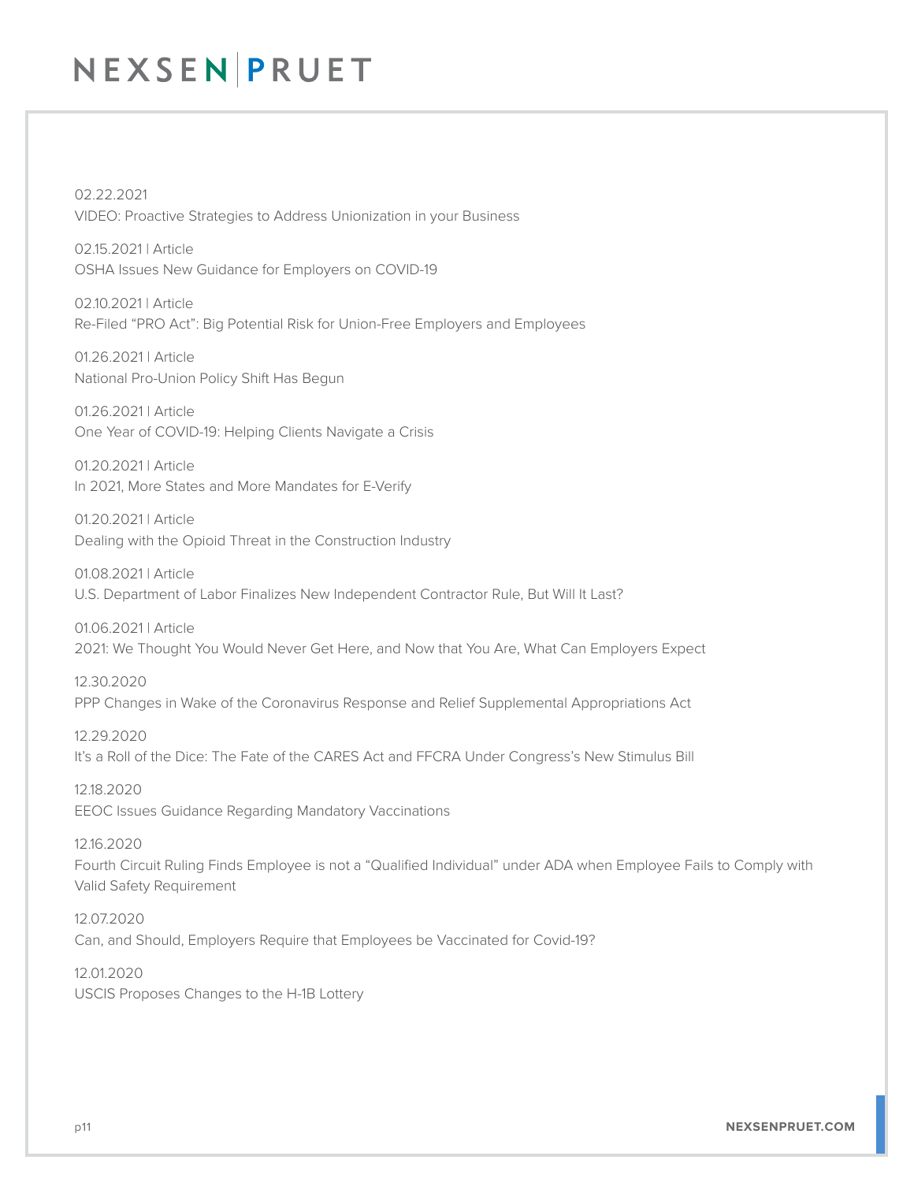02.22.2021
VIDEO: Proactive Strategies to Address Unionization in your Business

02.15.2021 | Article
OSHA Issues New Guidance for Employers on COVID-19

02.10.2021 | Article
Re-Filed "PRO Act": Big Potential Risk for Union-Free Employers and Employees

01.26.2021 | Article
National Pro-Union Policy Shift Has Begun

01.26.2021 | Article
One Year of COVID-19: Helping Clients Navigate a Crisis

01.20.2021 | Article
In 2021, More States and More Mandates for E-Verify

01.20.2021 | Article
Dealing with the Opioid Threat in the Construction Industry

01.08.2021 | Article
U.S. Department of Labor Finalizes New Independent Contractor Rule, But Will It Last?

01.06.2021 | Article
2021: We Thought You Would Never Get Here, and Now that You Are, What Can Employers Expect

12.30.2020
PPP Changes in Wake of the Coronavirus Response and Relief Supplemental Appropriations Act

12.29.2020
It's a Roll of the Dice: The Fate of the CARES Act and FFCRA Under Congress's New Stimulus Bill

12.18.2020
EEOC Issues Guidance Regarding Mandatory Vaccinations

12.16.2020
Fourth Circuit Ruling Finds Employee is not a "Qualified Individual" under ADA when Employee Fails to Comply with Valid Safety Requirement

12.07.2020
Can, and Should, Employers Require that Employees be Vaccinated for Covid-19?

12.01.2020
USCIS Proposes Changes to the H-1B Lottery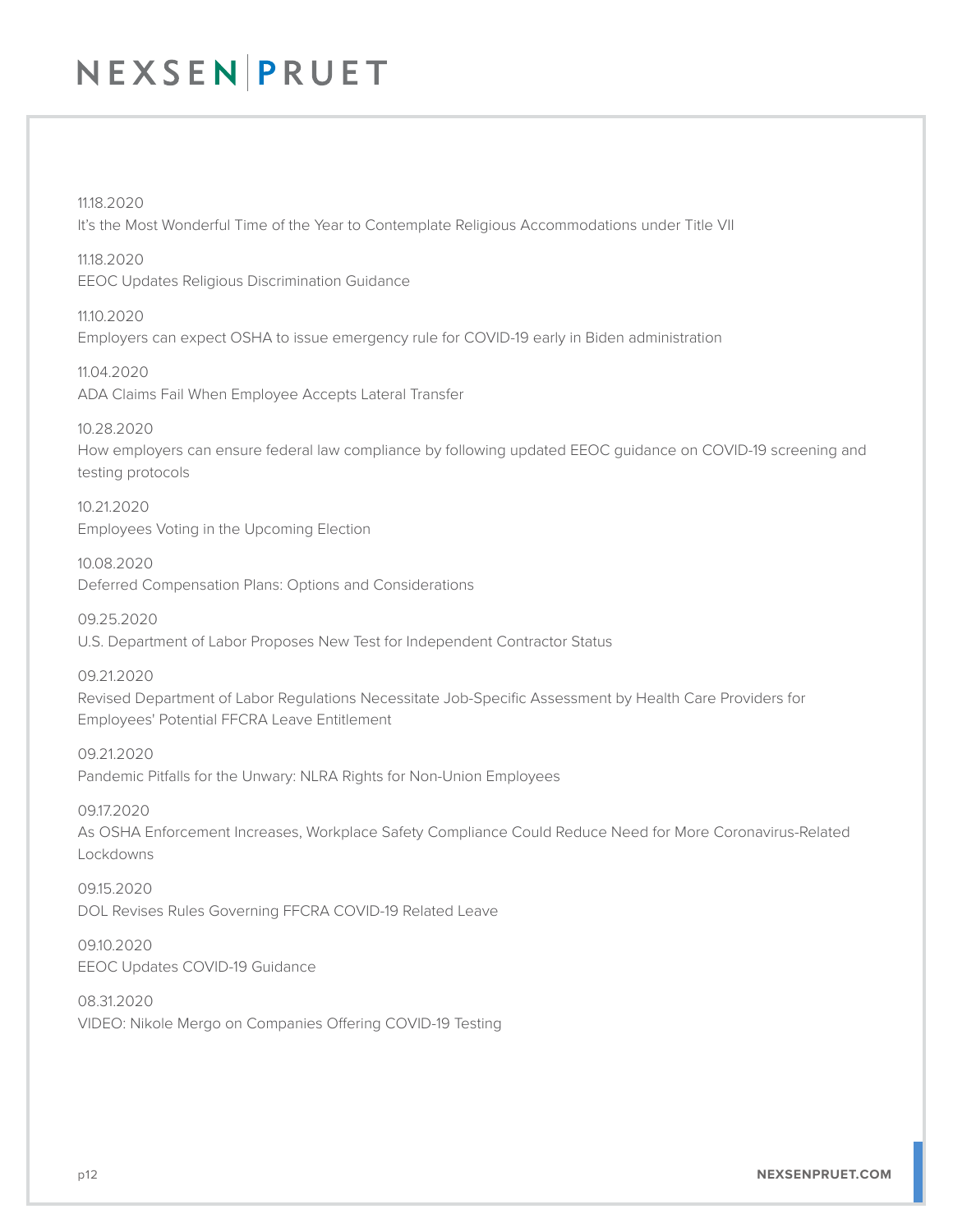11.18.2020
It's the Most Wonderful Time of the Year to Contemplate Religious Accommodations under Title VII

11.18.2020
EEOC Updates Religious Discrimination Guidance

11.10.2020
Employers can expect OSHA to issue emergency rule for COVID-19 early in Biden administration

11.04.2020
ADA Claims Fail When Employee Accepts Lateral Transfer

10.28.2020
How employers can ensure federal law compliance by following updated EEOC guidance on COVID-19 screening and testing protocols

10.21.2020
Employees Voting in the Upcoming Election

10.08.2020
Deferred Compensation Plans: Options and Considerations

09.25.2020
U.S. Department of Labor Proposes New Test for Independent Contractor Status

09.21.2020
Revised Department of Labor Regulations Necessitate Job-Specific Assessment by Health Care Providers for Employees' Potential FFCRA Leave Entitlement

09.21.2020
Pandemic Pitfalls for the Unwary: NLRA Rights for Non-Union Employees

09.17.2020
As OSHA Enforcement Increases, Workplace Safety Compliance Could Reduce Need for More Coronavirus-Related Lockdowns

09.15.2020
DOL Revises Rules Governing FFCRA COVID-19 Related Leave

09.10.2020
EEOC Updates COVID-19 Guidance

08.31.2020
VIDEO: Nikole Mergo on Companies Offering COVID-19 Testing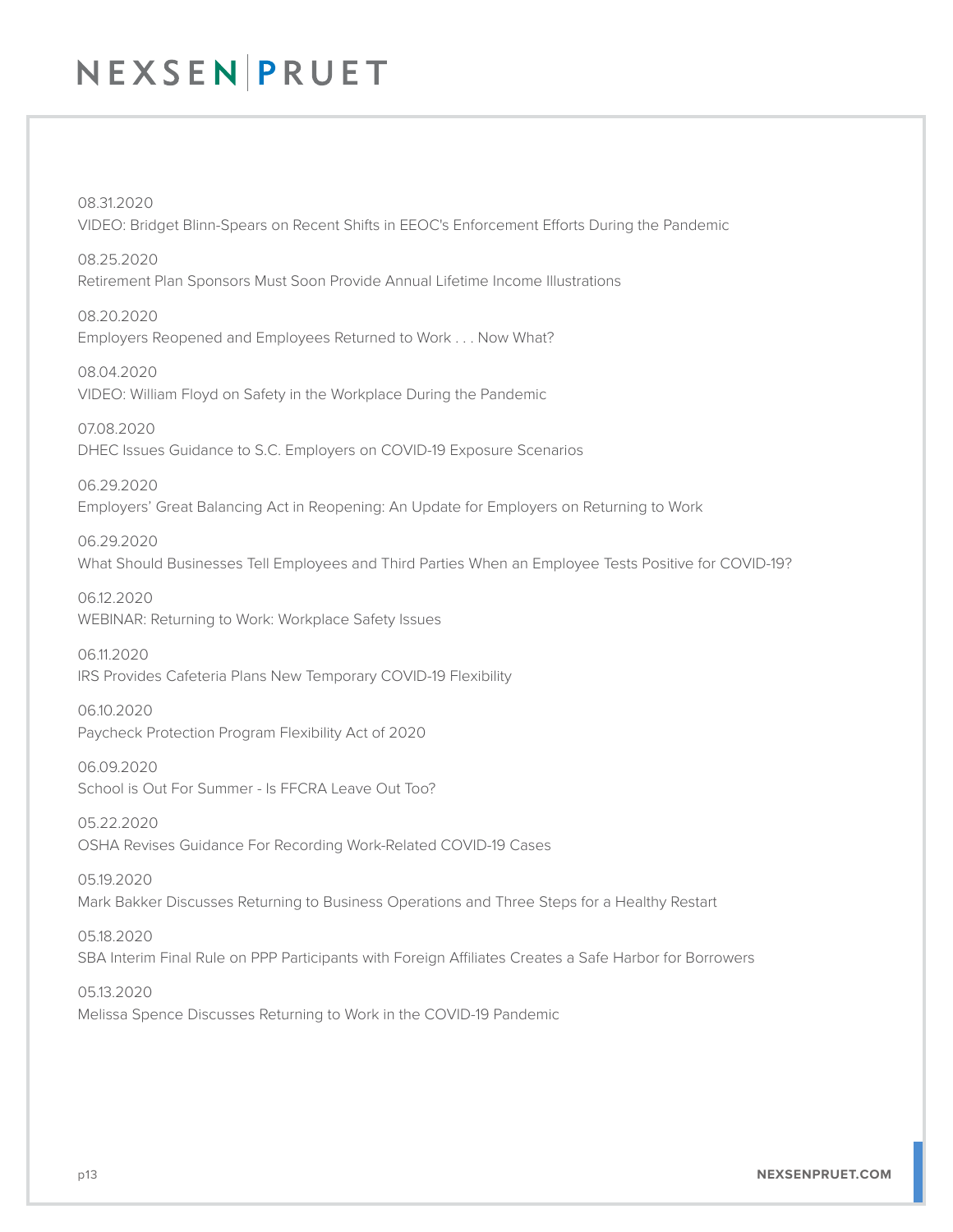08.31.2020
VIDEO: Bridget Blinn-Spears on Recent Shifts in EEOC's Enforcement Efforts During the Pandemic

08.25.2020
Retirement Plan Sponsors Must Soon Provide Annual Lifetime Income Illustrations

08.20.2020
Employers Reopened and Employees Returned to Work . . . Now What?

08.04.2020
VIDEO: William Floyd on Safety in the Workplace During the Pandemic

07.08.2020
DHEC Issues Guidance to S.C. Employers on COVID-19 Exposure Scenarios

06.29.2020
Employers' Great Balancing Act in Reopening: An Update for Employers on Returning to Work

06.29.2020
What Should Businesses Tell Employees and Third Parties When an Employee Tests Positive for COVID-19?

06.12.2020
WEBINAR: Returning to Work: Workplace Safety Issues

06.11.2020
IRS Provides Cafeteria Plans New Temporary COVID-19 Flexibility

06.10.2020
Paycheck Protection Program Flexibility Act of 2020

06.09.2020
School is Out For Summer - Is FFCRA Leave Out Too?

05.22.2020
OSHA Revises Guidance For Recording Work-Related COVID-19 Cases

05.19.2020
Mark Bakker Discusses Returning to Business Operations and Three Steps for a Healthy Restart

05.18.2020
SBA Interim Final Rule on PPP Participants with Foreign Affiliates Creates a Safe Harbor for Borrowers

05.13.2020
Melissa Spence Discusses Returning to Work in the COVID-19 Pandemic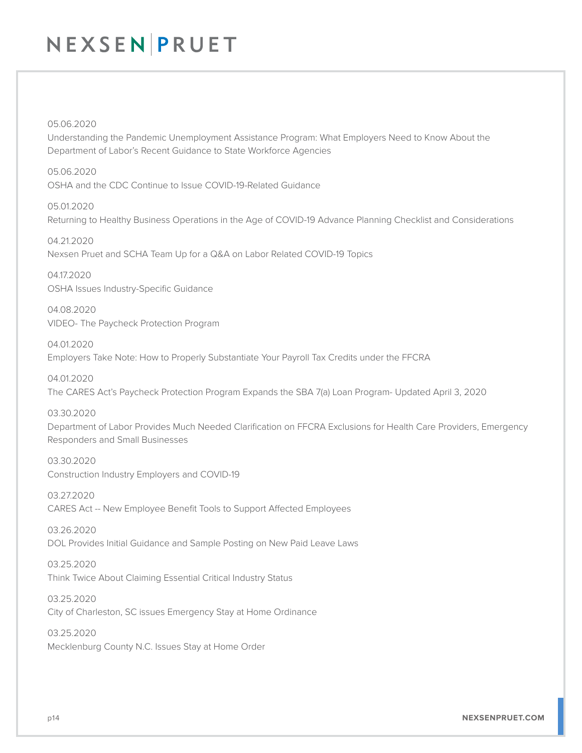05.06.2020
Understanding the Pandemic Unemployment Assistance Program: What Employers Need to Know About the Department of Labor's Recent Guidance to State Workforce Agencies

05.06.2020
OSHA and the CDC Continue to Issue COVID-19-Related Guidance

05.01.2020
Returning to Healthy Business Operations in the Age of COVID-19 Advance Planning Checklist and Considerations

04.21.2020
Nexsen Pruet and SCHA Team Up for a Q&A on Labor Related COVID-19 Topics

04.17.2020
OSHA Issues Industry-Specific Guidance

04.08.2020
VIDEO- The Paycheck Protection Program

04.01.2020
Employers Take Note: How to Properly Substantiate Your Payroll Tax Credits under the FFCRA

04.01.2020
The CARES Act's Paycheck Protection Program Expands the SBA 7(a) Loan Program- Updated April 3, 2020

03.30.2020
Department of Labor Provides Much Needed Clarification on FFCRA Exclusions for Health Care Providers, Emergency Responders and Small Businesses

03.30.2020
Construction Industry Employers and COVID-19

03.27.2020
CARES Act -- New Employee Benefit Tools to Support Affected Employees

03.26.2020
DOL Provides Initial Guidance and Sample Posting on New Paid Leave Laws

03.25.2020
Think Twice About Claiming Essential Critical Industry Status

03.25.2020
City of Charleston, SC issues Emergency Stay at Home Ordinance

03.25.2020
Mecklenburg County N.C. Issues Stay at Home Order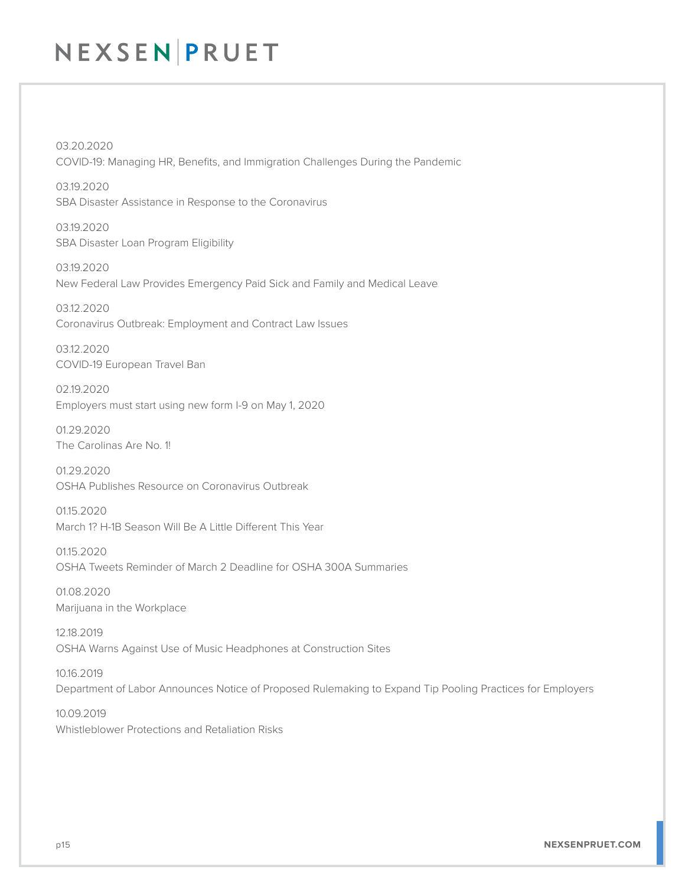03.20.2020
COVID-19: Managing HR, Benefits, and Immigration Challenges During the Pandemic

03.19.2020
SBA Disaster Assistance in Response to the Coronavirus

03.19.2020
SBA Disaster Loan Program Eligibility

03.19.2020
New Federal Law Provides Emergency Paid Sick and Family and Medical Leave

03.12.2020
Coronavirus Outbreak: Employment and Contract Law Issues

03.12.2020
COVID-19 European Travel Ban

02.19.2020
Employers must start using new form I-9 on May 1, 2020

01.29.2020
The Carolinas Are No. 1!

01.29.2020
OSHA Publishes Resource on Coronavirus Outbreak

01.15.2020
March 1? H-1B Season Will Be A Little Different This Year

01.15.2020
OSHA Tweets Reminder of March 2 Deadline for OSHA 300A Summaries

01.08.2020
Marijuana in the Workplace

12.18.2019
OSHA Warns Against Use of Music Headphones at Construction Sites

10.16.2019
Department of Labor Announces Notice of Proposed Rulemaking to Expand Tip Pooling Practices for Employers

10.09.2019
Whistleblower Protections and Retaliation Risks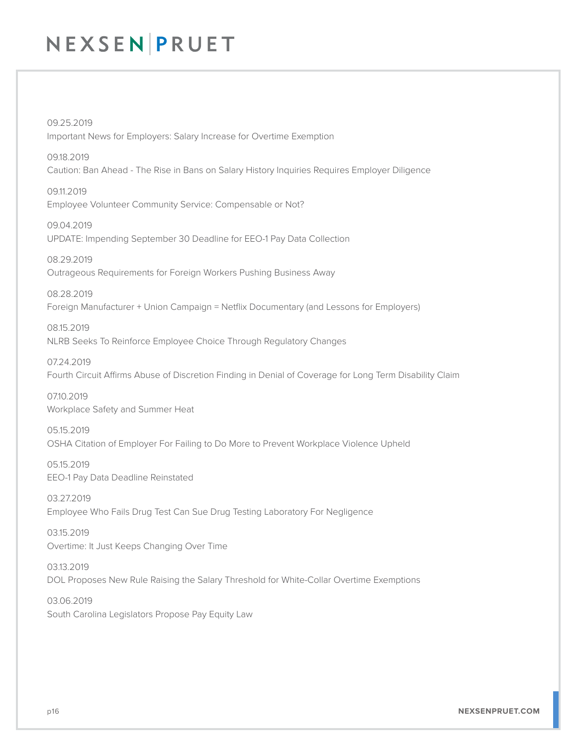09.25.2019
Important News for Employers: Salary Increase for Overtime Exemption

09.18.2019
Caution: Ban Ahead - The Rise in Bans on Salary History Inquiries Requires Employer Diligence

09.11.2019
Employee Volunteer Community Service: Compensable or Not?

09.04.2019
UPDATE: Impending September 30 Deadline for EEO-1 Pay Data Collection

08.29.2019
Outrageous Requirements for Foreign Workers Pushing Business Away

08.28.2019
Foreign Manufacturer + Union Campaign = Netflix Documentary (and Lessons for Employers)

08.15.2019
NLRB Seeks To Reinforce Employee Choice Through Regulatory Changes

07.24.2019
Fourth Circuit Affirms Abuse of Discretion Finding in Denial of Coverage for Long Term Disability Claim

07.10.2019
Workplace Safety and Summer Heat

05.15.2019
OSHA Citation of Employer For Failing to Do More to Prevent Workplace Violence Upheld

05.15.2019
EEO-1 Pay Data Deadline Reinstated

03.27.2019
Employee Who Fails Drug Test Can Sue Drug Testing Laboratory For Negligence

03.15.2019
Overtime: It Just Keeps Changing Over Time

03.13.2019
DOL Proposes New Rule Raising the Salary Threshold for White-Collar Overtime Exemptions

03.06.2019
South Carolina Legislators Propose Pay Equity Law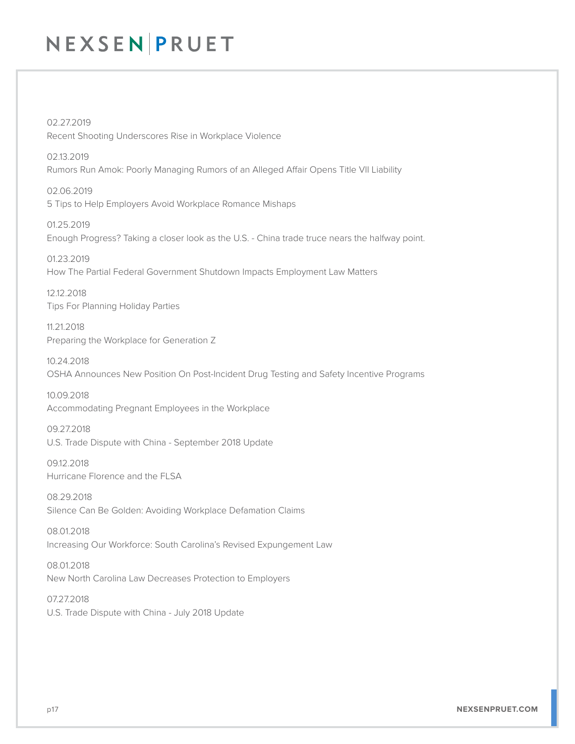02.27.2019
Recent Shooting Underscores Rise in Workplace Violence

02.13.2019
Rumors Run Amok: Poorly Managing Rumors of an Alleged Affair Opens Title VII Liability

02.06.2019
5 Tips to Help Employers Avoid Workplace Romance Mishaps

01.25.2019
Enough Progress? Taking a closer look as the U.S. - China trade truce nears the halfway point.

01.23.2019
How The Partial Federal Government Shutdown Impacts Employment Law Matters

12.12.2018
Tips For Planning Holiday Parties

11.21.2018
Preparing the Workplace for Generation Z

10.24.2018
OSHA Announces New Position On Post-Incident Drug Testing and Safety Incentive Programs

10.09.2018
Accommodating Pregnant Employees in the Workplace

09.27.2018
U.S. Trade Dispute with China - September 2018 Update

09.12.2018
Hurricane Florence and the FLSA

08.29.2018
Silence Can Be Golden: Avoiding Workplace Defamation Claims

08.01.2018
Increasing Our Workforce: South Carolina's Revised Expungement Law

08.01.2018
New North Carolina Law Decreases Protection to Employers

07.27.2018
U.S. Trade Dispute with China - July 2018 Update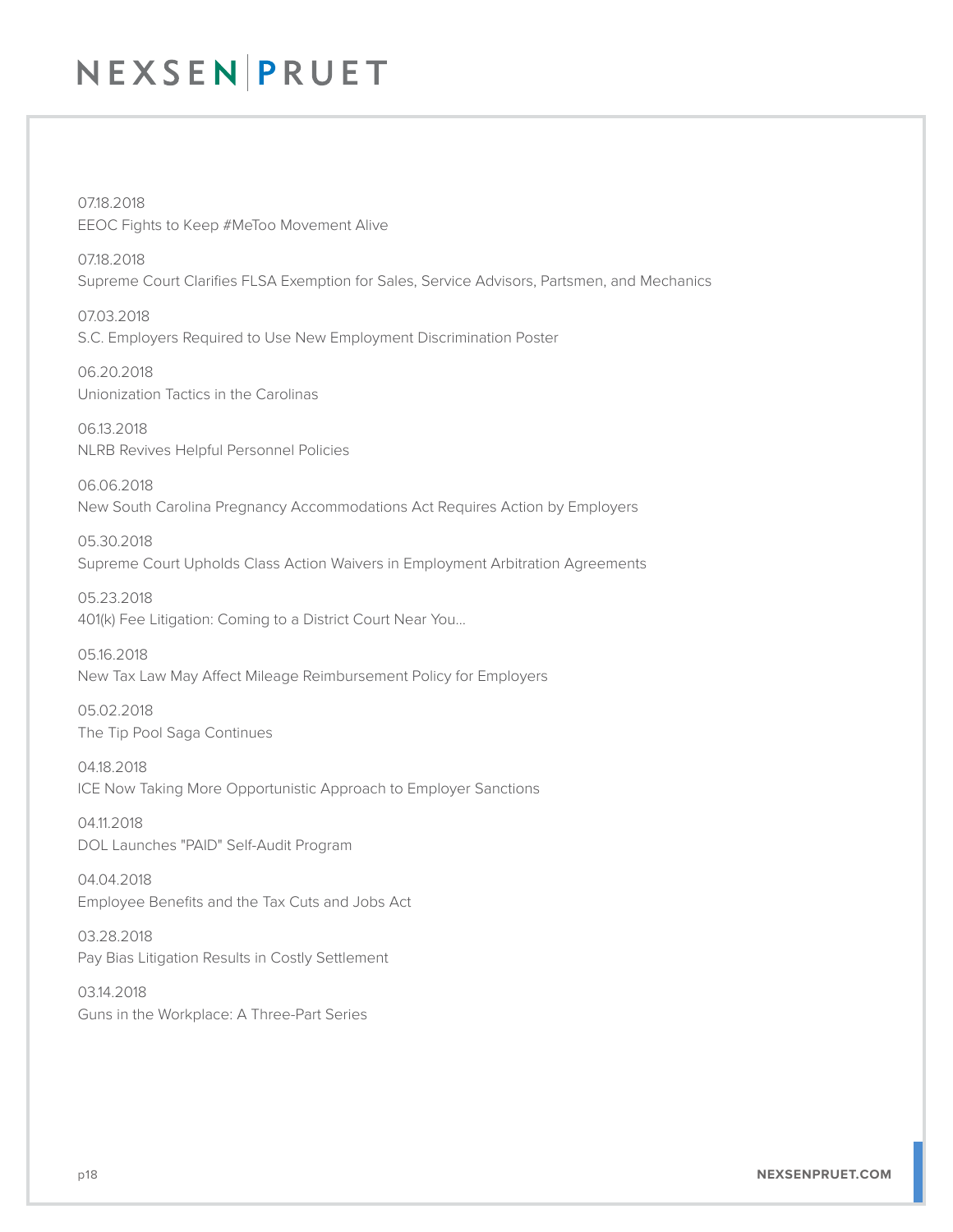07.18.2018
EEOC Fights to Keep #MeToo Movement Alive

07.18.2018
Supreme Court Clarifies FLSA Exemption for Sales, Service Advisors, Partsmen, and Mechanics

07.03.2018
S.C. Employers Required to Use New Employment Discrimination Poster

06.20.2018
Unionization Tactics in the Carolinas

06.13.2018
NLRB Revives Helpful Personnel Policies

06.06.2018
New South Carolina Pregnancy Accommodations Act Requires Action by Employers

05.30.2018
Supreme Court Upholds Class Action Waivers in Employment Arbitration Agreements

05.23.2018
401(k) Fee Litigation: Coming to a District Court Near You...

05.16.2018
New Tax Law May Affect Mileage Reimbursement Policy for Employers

05.02.2018
The Tip Pool Saga Continues

04.18.2018
ICE Now Taking More Opportunistic Approach to Employer Sanctions

04.11.2018
DOL Launches "PAID" Self-Audit Program

04.04.2018
Employee Benefits and the Tax Cuts and Jobs Act

03.28.2018
Pay Bias Litigation Results in Costly Settlement

03.14.2018
Guns in the Workplace: A Three-Part Series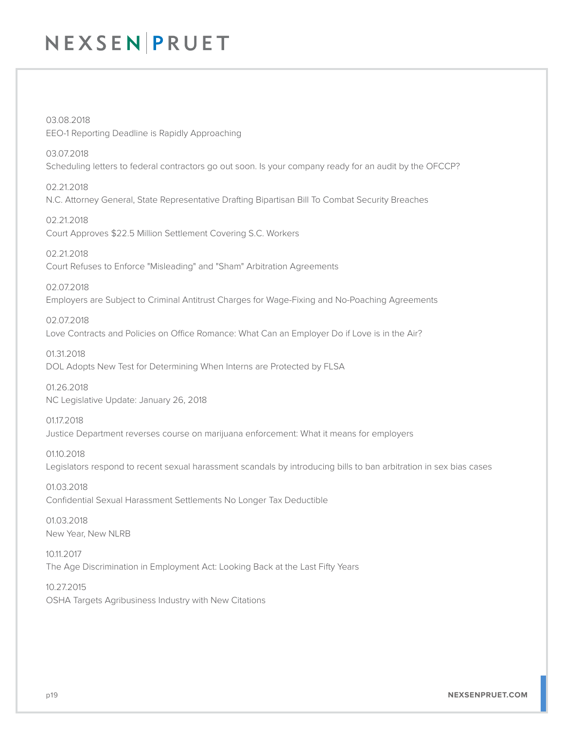03.08.2018
EEO-1 Reporting Deadline is Rapidly Approaching

03.07.2018
Scheduling letters to federal contractors go out soon. Is your company ready for an audit by the OFCCP?

02.21.2018
N.C. Attorney General, State Representative Drafting Bipartisan Bill To Combat Security Breaches

02.21.2018
Court Approves $22.5 Million Settlement Covering S.C. Workers

02.21.2018
Court Refuses to Enforce "Misleading" and "Sham" Arbitration Agreements

02.07.2018
Employers are Subject to Criminal Antitrust Charges for Wage-Fixing and No-Poaching Agreements

02.07.2018
Love Contracts and Policies on Office Romance: What Can an Employer Do if Love is in the Air?

01.31.2018
DOL Adopts New Test for Determining When Interns are Protected by FLSA

01.26.2018
NC Legislative Update: January 26, 2018

01.17.2018
Justice Department reverses course on marijuana enforcement: What it means for employers

01.10.2018
Legislators respond to recent sexual harassment scandals by introducing bills to ban arbitration in sex bias cases

01.03.2018
Confidential Sexual Harassment Settlements No Longer Tax Deductible

01.03.2018
New Year, New NLRB

10.11.2017
The Age Discrimination in Employment Act: Looking Back at the Last Fifty Years

10.27.2015
OSHA Targets Agribusiness Industry with New Citations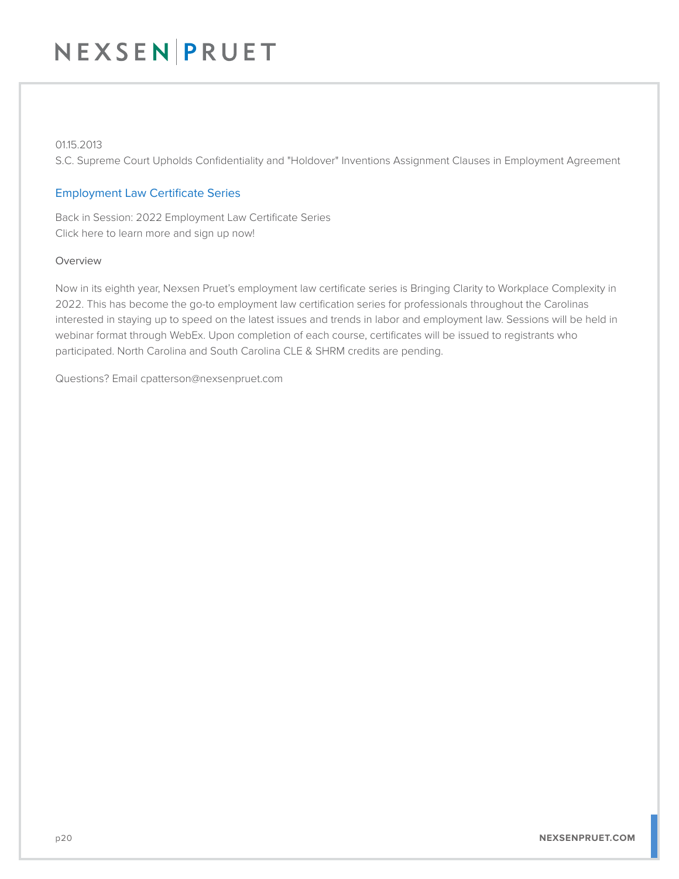01.15.2013
S.C. Supreme Court Upholds Confidentiality and "Holdover" Inventions Assignment Clauses in Employment Agreement

## Employment Law Certificate Series

Back in Session: 2022 Employment Law Certificate Series
Click here to learn more and sign up now!

### Overview

Now in its eighth year, Nexsen Pruet's employment law certificate series is Bringing Clarity to Workplace Complexity in 2022. This has become the go-to employment law certification series for professionals throughout the Carolinas interested in staying up to speed on the latest issues and trends in labor and employment law. Sessions will be held in webinar format through WebEx. Upon completion of each course, certificates will be issued to registrants who participated. North Carolina and South Carolina CLE & SHRM credits are pending.

Questions? Email cpatterson@nexsenpruet.com